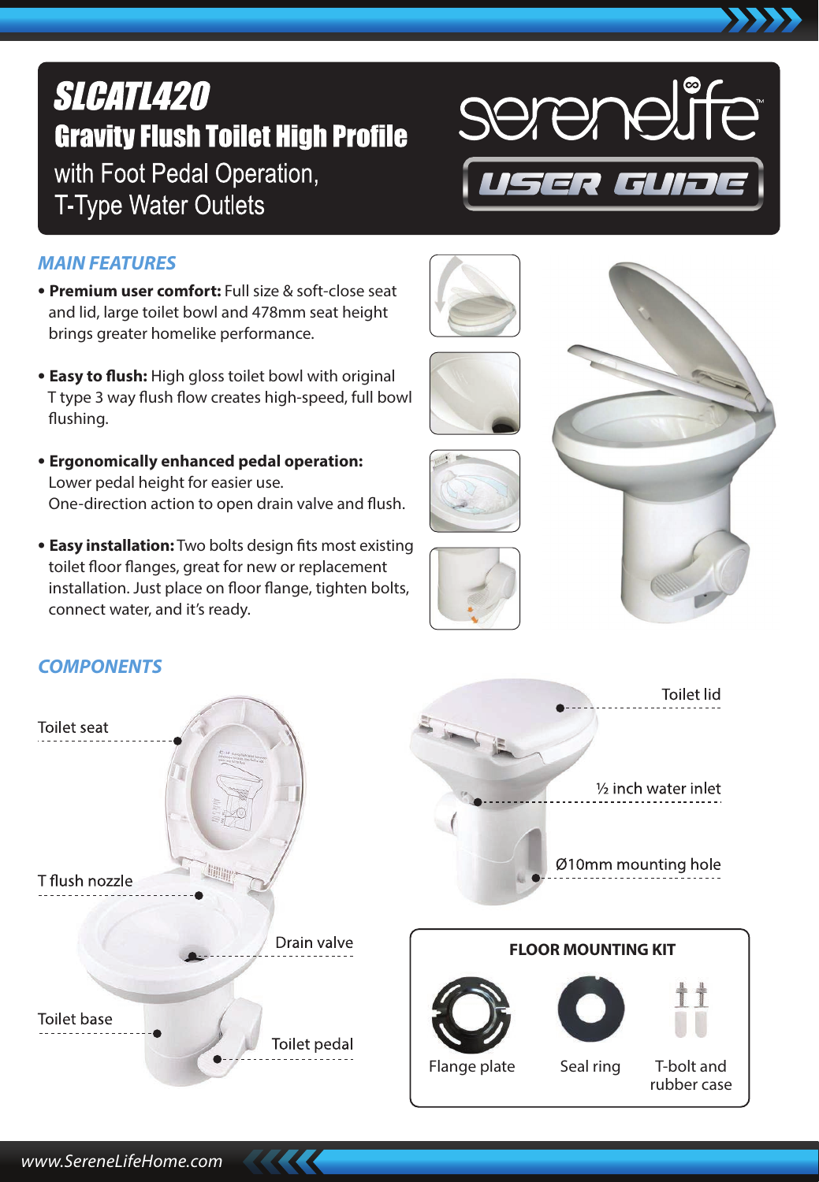# SLCATL420

## Gravity Flush Toilet High Profile

with Foot Pedal Operation, T-Type Water Outlets

serenelife USER GUIDE

## MAIN FEATURES

- **Premium user comfort:** Full size & soft-close seat and lid, large toilet bowl and 478mm seat height brings greater homelike performance.
- **Easy to flush:** High gloss toilet bowl with original T type 3 way flush flow creates high-speed, full bowl flushing.
- **Ergonomically enhanced pedal operation:** Lower pedal height for easier use. One-direction action to open drain valve and flush.
- **Easy installation:** Two bolts design fits most existing toilet floor flanges, great for new or replacement installation. Just place on floor flange, tighten bolts, connect water, and it's ready.

## COMPONENTS

- Toilet seat
- T flush nozzle
- Drain valve
- Toilet base
- Toilet pedal
- Toilet lid
- ½ inch water inlet
- Ø10mm mounting hole

### FLOOR MOUNTING KIT

- Flange plate
- Seal ring
- T-bolt and rubber case

www.SereneLifeHome.com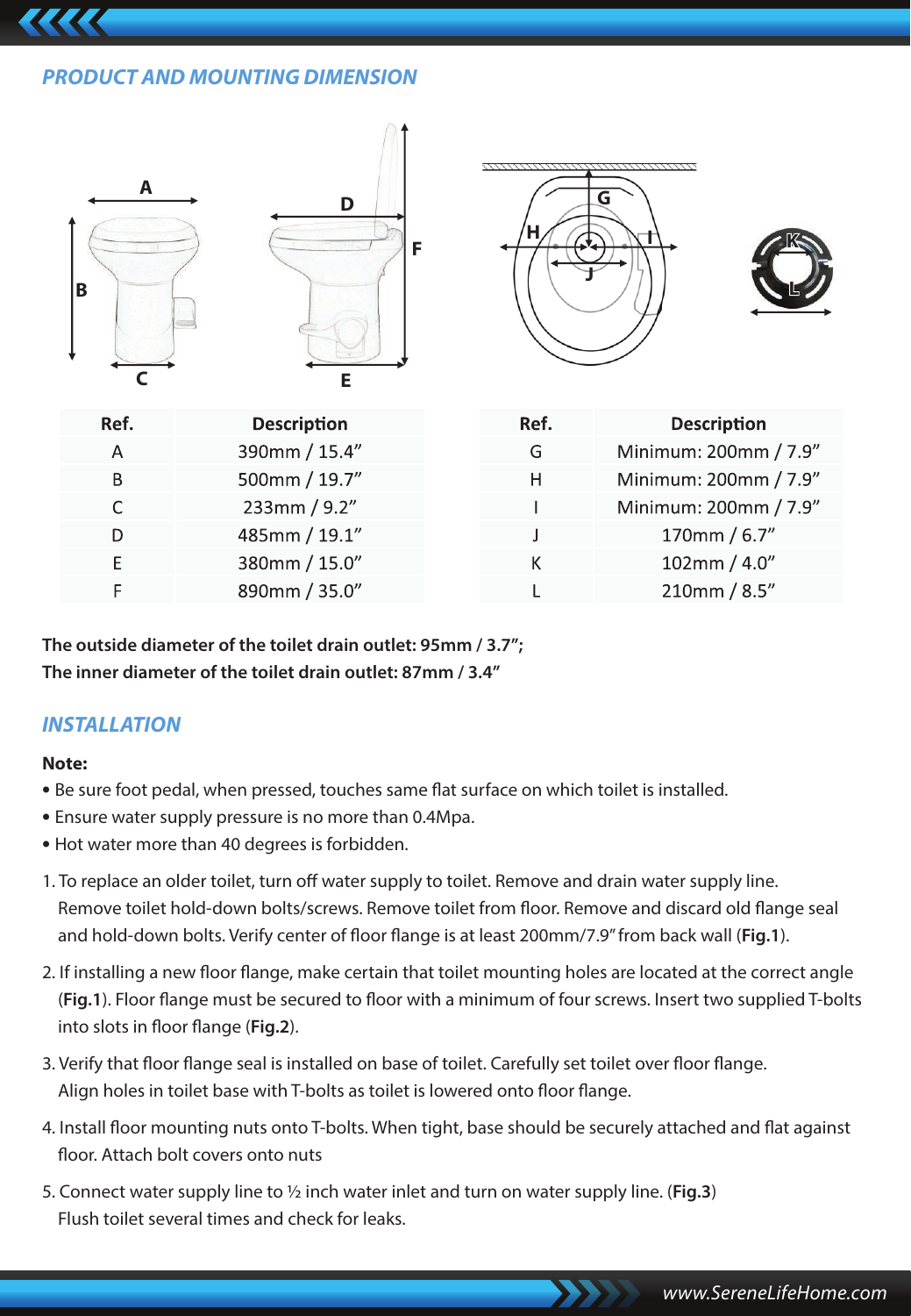## PRODUCT AND MOUNTING DIMENSION

| Ref. | Description |
|---|---|
| A | 390mm / 15.4” |
| B | 500mm / 19.7” |
| C | 233mm / 9.2” |
| D | 485mm / 19.1” |
| E | 380mm / 15.0” |
| F | 890mm / 35.0” |

| Ref. | Description |
|---|---|
| G | Minimum: 200mm / 7.9” |
| H | Minimum: 200mm / 7.9” |
| I | Minimum: 200mm / 7.9” |
| J | 170mm / 6.7” |
| K | 102mm / 4.0” |
| L | 210mm / 8.5” |

**The outside diameter of the toilet drain outlet: 95mm / 3.7”;**
**The inner diameter of the toilet drain outlet: 87mm / 3.4”**

## INSTALLATION

**Note:**

- Be sure foot pedal, when pressed, touches same flat surface on which toilet is installed.
- Ensure water supply pressure is no more than 0.4Mpa.
- Hot water more than 40 degrees is forbidden.

1. To replace an older toilet, turn off water supply to toilet. Remove and drain water supply line. Remove toilet hold-down bolts/screws. Remove toilet from floor. Remove and discard old flange seal and hold-down bolts. Verify center of floor flange is at least 200mm/7.9” from back wall (**Fig.1**).
2. If installing a new floor flange, make certain that toilet mounting holes are located at the correct angle (**Fig.1**). Floor flange must be secured to floor with a minimum of four screws. Insert two supplied T-bolts into slots in floor flange (**Fig.2**).
3. Verify that floor flange seal is installed on base of toilet. Carefully set toilet over floor flange. Align holes in toilet base with T-bolts as toilet is lowered onto floor flange.
4. Install floor mounting nuts onto T-bolts. When tight, base should be securely attached and flat against floor. Attach bolt covers onto nuts
5. Connect water supply line to ½ inch water inlet and turn on water supply line. (**Fig.3**) Flush toilet several times and check for leaks.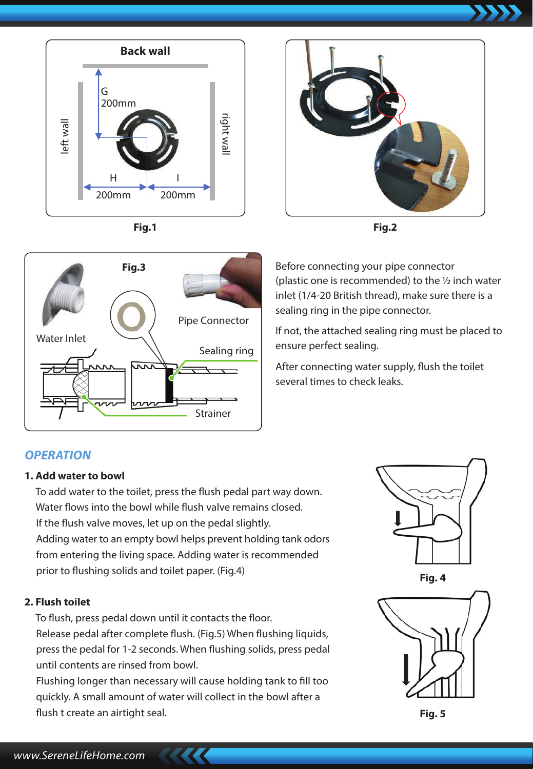Fig.1

Fig.2

Fig.3

Before connecting your pipe connector (plastic one is recommended) to the ½ inch water inlet (1/4-20 British thread), make sure there is a sealing ring in the pipe connector.

If not, the attached sealing ring must be placed to ensure perfect sealing.

After connecting water supply, flush the toilet several times to check leaks.

## *OPERATION*

### 1. Add water to bowl

To add water to the toilet, press the flush pedal part way down. Water flows into the bowl while flush valve remains closed. If the flush valve moves, let up on the pedal slightly. Adding water to an empty bowl helps prevent holding tank odors from entering the living space. Adding water is recommended prior to flushing solids and toilet paper. (Fig.4)

Fig. 4

### 2. Flush toilet

To flush, press pedal down until it contacts the floor. Release pedal after complete flush. (Fig.5) When flushing liquids, press the pedal for 1-2 seconds. When flushing solids, press pedal until contents are rinsed from bowl. Flushing longer than necessary will cause holding tank to fill too quickly. A small amount of water will collect in the bowl after a flush t create an airtight seal.

Fig. 5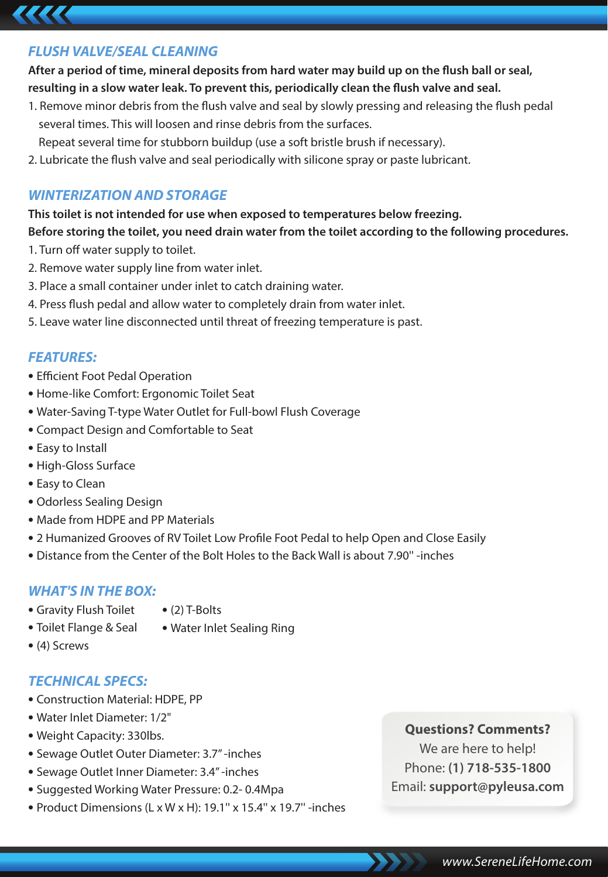## FLUSH VALVE/SEAL CLEANING

**After a period of time, mineral deposits from hard water may build up on the flush ball or seal, resulting in a slow water leak. To prevent this, periodically clean the flush valve and seal.**

1. Remove minor debris from the flush valve and seal by slowly pressing and releasing the flush pedal several times. This will loosen and rinse debris from the surfaces.
   Repeat several time for stubborn buildup (use a soft bristle brush if necessary).
2. Lubricate the flush valve and seal periodically with silicone spray or paste lubricant.

## WINTERIZATION AND STORAGE

**This toilet is not intended for use when exposed to temperatures below freezing.**
**Before storing the toilet, you need drain water from the toilet according to the following procedures.**

1. Turn off water supply to toilet.
2. Remove water supply line from water inlet.
3. Place a small container under inlet to catch draining water.
4. Press flush pedal and allow water to completely drain from water inlet.
5. Leave water line disconnected until threat of freezing temperature is past.

## FEATURES:

- Efficient Foot Pedal Operation
- Home-like Comfort: Ergonomic Toilet Seat
- Water-Saving T-type Water Outlet for Full-bowl Flush Coverage
- Compact Design and Comfortable to Seat
- Easy to Install
- High-Gloss Surface
- Easy to Clean
- Odorless Sealing Design
- Made from HDPE and PP Materials
- 2 Humanized Grooves of RV Toilet Low Profile Foot Pedal to help Open and Close Easily
- Distance from the Center of the Bolt Holes to the Back Wall is about 7.90" -inches

## WHAT'S IN THE BOX:

- Gravity Flush Toilet
- Toilet Flange & Seal
- (4) Screws
- (2) T-Bolts
- Water Inlet Sealing Ring

## TECHNICAL SPECS:

- Construction Material: HDPE, PP
- Water Inlet Diameter: 1/2"
- Weight Capacity: 330lbs.
- Sewage Outlet Outer Diameter: 3.7" -inches
- Sewage Outlet Inner Diameter: 3.4" -inches
- Suggested Working Water Pressure: 0.2- 0.4Mpa
- Product Dimensions (L x W x H): 19.1" x 15.4" x 19.7" -inches

**Questions? Comments?**
We are here to help!
Phone: **(1) 718-535-1800**
Email: **support@pyleusa.com**

www.SereneLifeHome.com